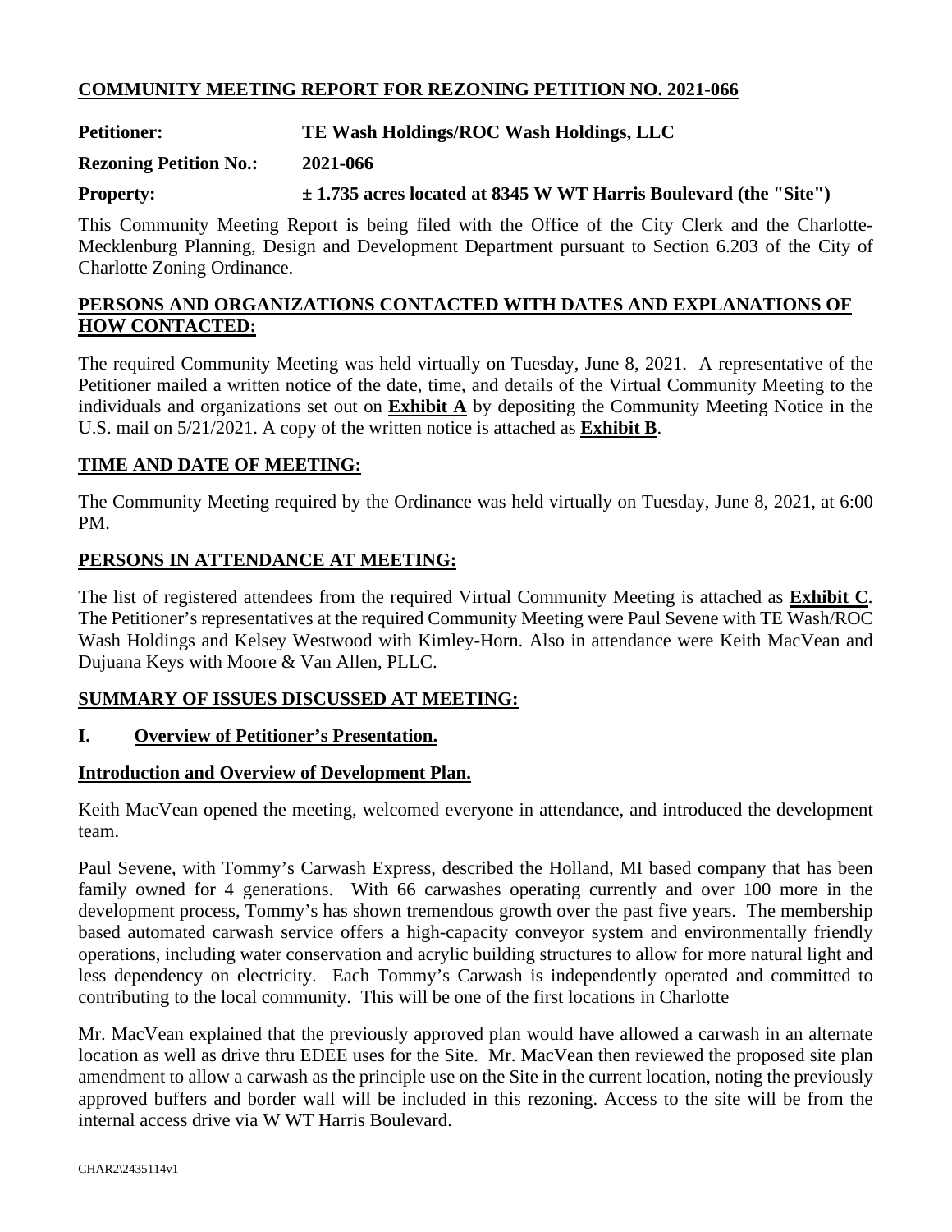## COMMUNITY MEETING REPORT FOR REZONING PETITION NO. 2021-066

**Petitioner:** **TE Wash Holdings/ROC Wash Holdings, LLC**

**Rezoning Petition No.:** **2021-066**

**Property:** **± 1.735 acres located at 8345 W WT Harris Boulevard (the "Site")**

This Community Meeting Report is being filed with the Office of the City Clerk and the Charlotte-Mecklenburg Planning, Design and Development Department pursuant to Section 6.203 of the City of Charlotte Zoning Ordinance.

### PERSONS AND ORGANIZATIONS CONTACTED WITH DATES AND EXPLANATIONS OF HOW CONTACTED:

The required Community Meeting was held virtually on Tuesday, June 8, 2021. A representative of the Petitioner mailed a written notice of the date, time, and details of the Virtual Community Meeting to the individuals and organizations set out on **Exhibit A** by depositing the Community Meeting Notice in the U.S. mail on 5/21/2021. A copy of the written notice is attached as **Exhibit B**.

### TIME AND DATE OF MEETING:

The Community Meeting required by the Ordinance was held virtually on Tuesday, June 8, 2021, at 6:00 PM.

### PERSONS IN ATTENDANCE AT MEETING:

The list of registered attendees from the required Virtual Community Meeting is attached as **Exhibit C**. The Petitioner's representatives at the required Community Meeting were Paul Sevene with TE Wash/ROC Wash Holdings and Kelsey Westwood with Kimley-Horn. Also in attendance were Keith MacVean and Dujuana Keys with Moore & Van Allen, PLLC.

### SUMMARY OF ISSUES DISCUSSED AT MEETING:

### I. Overview of Petitioner's Presentation.

**Introduction and Overview of Development Plan.**

Keith MacVean opened the meeting, welcomed everyone in attendance, and introduced the development team.

Paul Sevene, with Tommy's Carwash Express, described the Holland, MI based company that has been family owned for 4 generations. With 66 carwashes operating currently and over 100 more in the development process, Tommy's has shown tremendous growth over the past five years. The membership based automated carwash service offers a high-capacity conveyor system and environmentally friendly operations, including water conservation and acrylic building structures to allow for more natural light and less dependency on electricity. Each Tommy's Carwash is independently operated and committed to contributing to the local community. This will be one of the first locations in Charlotte

Mr. MacVean explained that the previously approved plan would have allowed a carwash in an alternate location as well as drive thru EDEE uses for the Site. Mr. MacVean then reviewed the proposed site plan amendment to allow a carwash as the principle use on the Site in the current location, noting the previously approved buffers and border wall will be included in this rezoning. Access to the site will be from the internal access drive via W WT Harris Boulevard.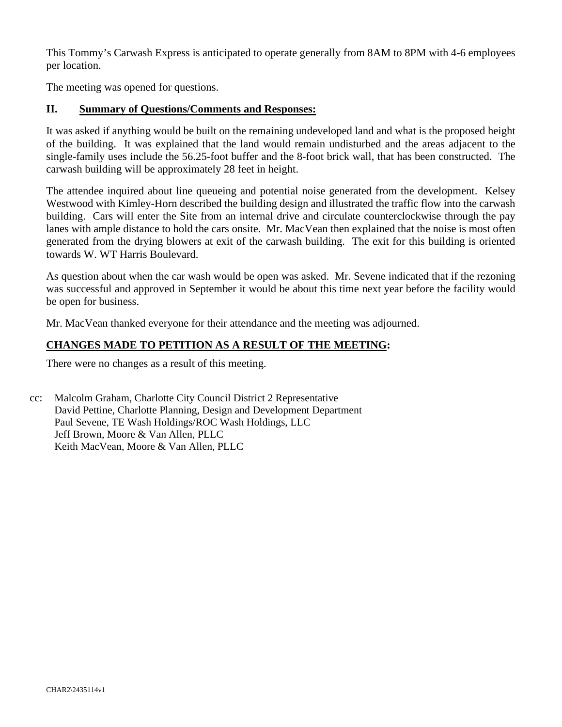This Tommy's Carwash Express is anticipated to operate generally from 8AM to 8PM with 4-6 employees per location.

The meeting was opened for questions.

## II. Summary of Questions/Comments and Responses:

It was asked if anything would be built on the remaining undeveloped land and what is the proposed height of the building. It was explained that the land would remain undisturbed and the areas adjacent to the single-family uses include the 56.25-foot buffer and the 8-foot brick wall, that has been constructed. The carwash building will be approximately 28 feet in height.

The attendee inquired about line queueing and potential noise generated from the development. Kelsey Westwood with Kimley-Horn described the building design and illustrated the traffic flow into the carwash building. Cars will enter the Site from an internal drive and circulate counterclockwise through the pay lanes with ample distance to hold the cars onsite. Mr. MacVean then explained that the noise is most often generated from the drying blowers at exit of the carwash building. The exit for this building is oriented towards W. WT Harris Boulevard.

As question about when the car wash would be open was asked. Mr. Sevene indicated that if the rezoning was successful and approved in September it would be about this time next year before the facility would be open for business.

Mr. MacVean thanked everyone for their attendance and the meeting was adjourned.

## CHANGES MADE TO PETITION AS A RESULT OF THE MEETING:

There were no changes as a result of this meeting.

cc: Malcolm Graham, Charlotte City Council District 2 Representative
David Pettine, Charlotte Planning, Design and Development Department
Paul Sevene, TE Wash Holdings/ROC Wash Holdings, LLC
Jeff Brown, Moore & Van Allen, PLLC
Keith MacVean, Moore & Van Allen, PLLC

CHAR2\2435114v1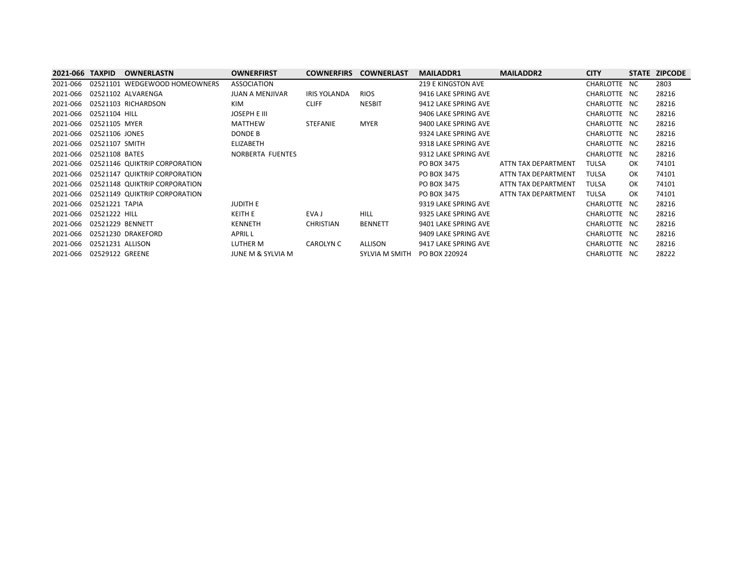| 2021-066 | TAXPID | OWNERLASTN | OWNERFIRST | COWNERFIRS | COWNERLAST | MAILADDR1 | MAILADDR2 | CITY | STATE | ZIPCODE |
|---|---|---|---|---|---|---|---|---|---|---|
| 2021-066 | 02521101 | WEDGEWOOD HOMEOWNERS | ASSOCIATION | | | 219 E KINGSTON AVE | | CHARLOTTE | NC | 2803 |
| 2021-066 | 02521102 | ALVARENGA | JUAN A MENJIVAR | IRIS YOLANDA | RIOS | 9416 LAKE SPRING AVE | | CHARLOTTE | NC | 28216 |
| 2021-066 | 02521103 | RICHARDSON | KIM | CLIFF | NESBIT | 9412 LAKE SPRING AVE | | CHARLOTTE | NC | 28216 |
| 2021-066 | 02521104 | HILL | JOSEPH E III | | | 9406 LAKE SPRING AVE | | CHARLOTTE | NC | 28216 |
| 2021-066 | 02521105 | MYER | MATTHEW | STEFANIE | MYER | 9400 LAKE SPRING AVE | | CHARLOTTE | NC | 28216 |
| 2021-066 | 02521106 | JONES | DONDE B | | | 9324 LAKE SPRING AVE | | CHARLOTTE | NC | 28216 |
| 2021-066 | 02521107 | SMITH | ELIZABETH | | | 9318 LAKE SPRING AVE | | CHARLOTTE | NC | 28216 |
| 2021-066 | 02521108 | BATES | NORBERTA FUENTES | | | 9312 LAKE SPRING AVE | | CHARLOTTE | NC | 28216 |
| 2021-066 | 02521146 | QUIKTRIP CORPORATION | | | | PO BOX 3475 | ATTN TAX DEPARTMENT | TULSA | OK | 74101 |
| 2021-066 | 02521147 | QUIKTRIP CORPORATION | | | | PO BOX 3475 | ATTN TAX DEPARTMENT | TULSA | OK | 74101 |
| 2021-066 | 02521148 | QUIKTRIP CORPORATION | | | | PO BOX 3475 | ATTN TAX DEPARTMENT | TULSA | OK | 74101 |
| 2021-066 | 02521149 | QUIKTRIP CORPORATION | | | | PO BOX 3475 | ATTN TAX DEPARTMENT | TULSA | OK | 74101 |
| 2021-066 | 02521221 | TAPIA | JUDITH E | | | 9319 LAKE SPRING AVE | | CHARLOTTE | NC | 28216 |
| 2021-066 | 02521222 | HILL | KEITH E | EVA J | HILL | 9325 LAKE SPRING AVE | | CHARLOTTE | NC | 28216 |
| 2021-066 | 02521229 | BENNETT | KENNETH | CHRISTIAN | BENNETT | 9401 LAKE SPRING AVE | | CHARLOTTE | NC | 28216 |
| 2021-066 | 02521230 | DRAKEFORD | APRIL L | | | 9409 LAKE SPRING AVE | | CHARLOTTE | NC | 28216 |
| 2021-066 | 02521231 | ALLISON | LUTHER M | CAROLYN C | ALLISON | 9417 LAKE SPRING AVE | | CHARLOTTE | NC | 28216 |
| 2021-066 | 02529122 | GREENE | JUNE M & SYLVIA M | | SYLVIA M SMITH | PO BOX 220924 | | CHARLOTTE | NC | 28222 |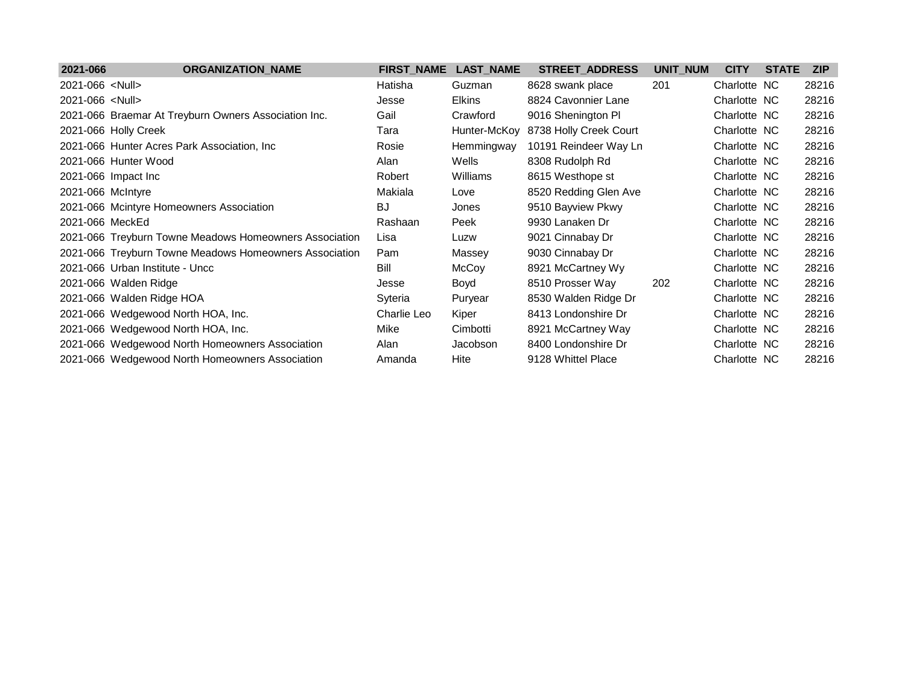| 2021-066 | ORGANIZATION_NAME | FIRST_NAME | LAST_NAME | STREET_ADDRESS | UNIT_NUM | CITY | STATE | ZIP |
|---|---|---|---|---|---|---|---|---|
| 2021-066 | <Null> | Hatisha | Guzman | 8628 swank place | 201 | Charlotte | NC | 28216 |
| 2021-066 | <Null> | Jesse | Elkins | 8824 Cavonnier Lane | | Charlotte | NC | 28216 |
| 2021-066 | Braemar At Treyburn Owners Association Inc. | Gail | Crawford | 9016 Shenington Pl | | Charlotte | NC | 28216 |
| 2021-066 | Holly Creek | Tara | Hunter-McKoy | 8738 Holly Creek Court | | Charlotte | NC | 28216 |
| 2021-066 | Hunter Acres Park Association, Inc | Rosie | Hemmingway | 10191 Reindeer Way Ln | | Charlotte | NC | 28216 |
| 2021-066 | Hunter Wood | Alan | Wells | 8308 Rudolph Rd | | Charlotte | NC | 28216 |
| 2021-066 | Impact Inc | Robert | Williams | 8615 Westhope st | | Charlotte | NC | 28216 |
| 2021-066 | McIntyre | Makiala | Love | 8520 Redding Glen Ave | | Charlotte | NC | 28216 |
| 2021-066 | Mcintyre Homeowners Association | BJ | Jones | 9510 Bayview Pkwy | | Charlotte | NC | 28216 |
| 2021-066 | MeckEd | Rashaan | Peek | 9930 Lanaken Dr | | Charlotte | NC | 28216 |
| 2021-066 | Treyburn Towne Meadows Homeowners Association | Lisa | Luzw | 9021 Cinnabay Dr | | Charlotte | NC | 28216 |
| 2021-066 | Treyburn Towne Meadows Homeowners Association | Pam | Massey | 9030 Cinnabay Dr | | Charlotte | NC | 28216 |
| 2021-066 | Urban Institute - Uncc | Bill | McCoy | 8921 McCartney Wy | | Charlotte | NC | 28216 |
| 2021-066 | Walden Ridge | Jesse | Boyd | 8510 Prosser Way | 202 | Charlotte | NC | 28216 |
| 2021-066 | Walden Ridge HOA | Syteria | Puryear | 8530 Walden Ridge Dr | | Charlotte | NC | 28216 |
| 2021-066 | Wedgewood North HOA, Inc. | Charlie Leo | Kiper | 8413 Londonshire Dr | | Charlotte | NC | 28216 |
| 2021-066 | Wedgewood North HOA, Inc. | Mike | Cimbotti | 8921 McCartney Way | | Charlotte | NC | 28216 |
| 2021-066 | Wedgewood North Homeowners Association | Alan | Jacobson | 8400 Londonshire Dr | | Charlotte | NC | 28216 |
| 2021-066 | Wedgewood North Homeowners Association | Amanda | Hite | 9128 Whittel Place | | Charlotte | NC | 28216 |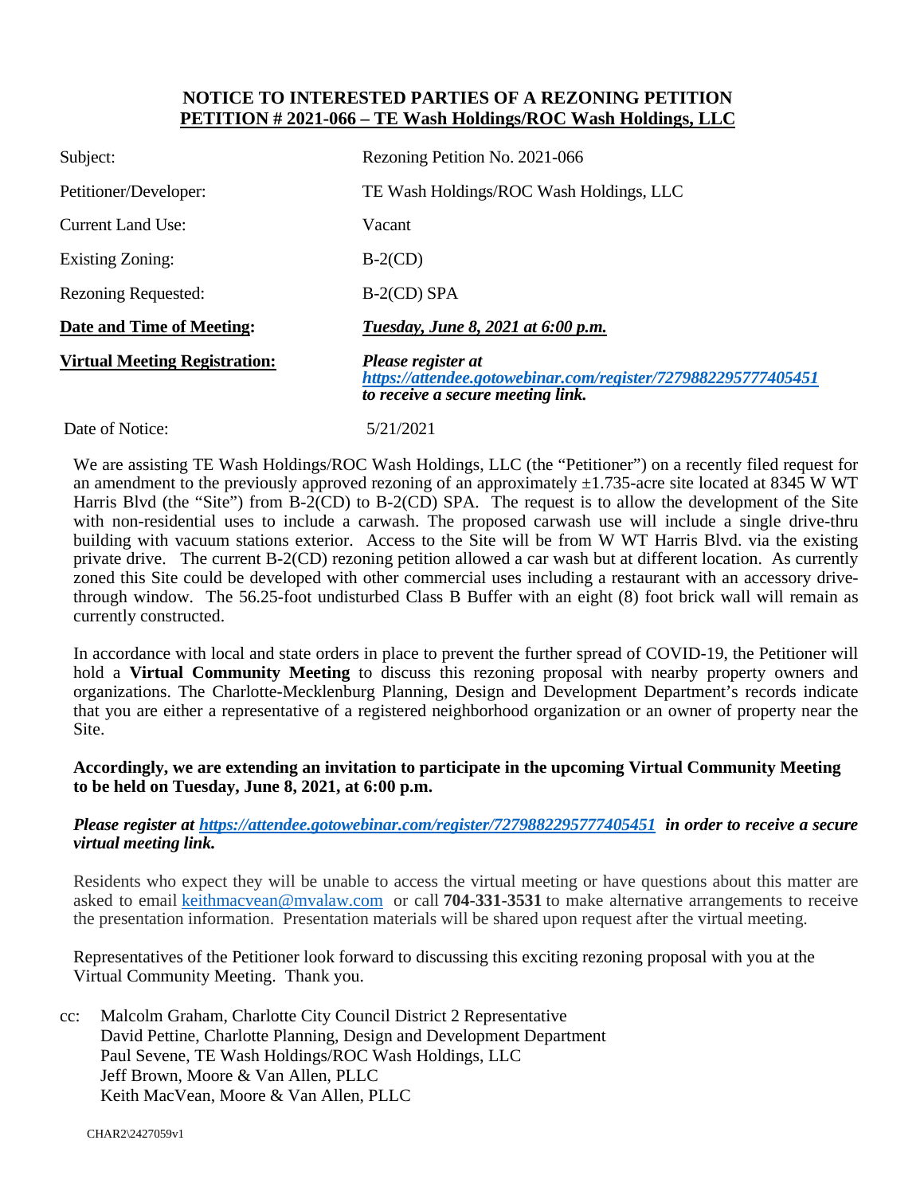**NOTICE TO INTERESTED PARTIES OF A REZONING PETITION**
**PETITION # 2021-066 – TE Wash Holdings/ROC Wash Holdings, LLC**

| | |
|---|---|
| Subject: | Rezoning Petition No. 2021-066 |
| Petitioner/Developer: | TE Wash Holdings/ROC Wash Holdings, LLC |
| Current Land Use: | Vacant |
| Existing Zoning: | B-2(CD) |
| Rezoning Requested: | B-2(CD) SPA |
| **Date and Time of Meeting:** | ***Tuesday, June 8, 2021 at 6:00 p.m.*** |
| **Virtual Meeting Registration:** | ***Please register at https://attendee.gotowebinar.com/register/7279882295777405451 to receive a secure meeting link.*** |
| Date of Notice: | 5/21/2021 |

We are assisting TE Wash Holdings/ROC Wash Holdings, LLC (the "Petitioner") on a recently filed request for an amendment to the previously approved rezoning of an approximately ±1.735-acre site located at 8345 W WT Harris Blvd (the "Site") from B-2(CD) to B-2(CD) SPA. The request is to allow the development of the Site with non-residential uses to include a carwash. The proposed carwash use will include a single drive-thru building with vacuum stations exterior. Access to the Site will be from W WT Harris Blvd. via the existing private drive. The current B-2(CD) rezoning petition allowed a car wash but at different location. As currently zoned this Site could be developed with other commercial uses including a restaurant with an accessory drive-through window. The 56.25-foot undisturbed Class B Buffer with an eight (8) foot brick wall will remain as currently constructed.

In accordance with local and state orders in place to prevent the further spread of COVID-19, the Petitioner will hold a **Virtual Community Meeting** to discuss this rezoning proposal with nearby property owners and organizations. The Charlotte-Mecklenburg Planning, Design and Development Department's records indicate that you are either a representative of a registered neighborhood organization or an owner of property near the Site.

**Accordingly, we are extending an invitation to participate in the upcoming Virtual Community Meeting to be held on Tuesday, June 8, 2021, at 6:00 p.m.**

***Please register at https://attendee.gotowebinar.com/register/7279882295777405451 in order to receive a secure virtual meeting link.***

Residents who expect they will be unable to access the virtual meeting or have questions about this matter are asked to email keithmacvean@mvalaw.com or call **704-331-3531** to make alternative arrangements to receive the presentation information. Presentation materials will be shared upon request after the virtual meeting.

Representatives of the Petitioner look forward to discussing this exciting rezoning proposal with you at the Virtual Community Meeting. Thank you.

cc: Malcolm Graham, Charlotte City Council District 2 Representative
David Pettine, Charlotte Planning, Design and Development Department
Paul Sevene, TE Wash Holdings/ROC Wash Holdings, LLC
Jeff Brown, Moore & Van Allen, PLLC
Keith MacVean, Moore & Van Allen, PLLC

CHAR2\2427059v1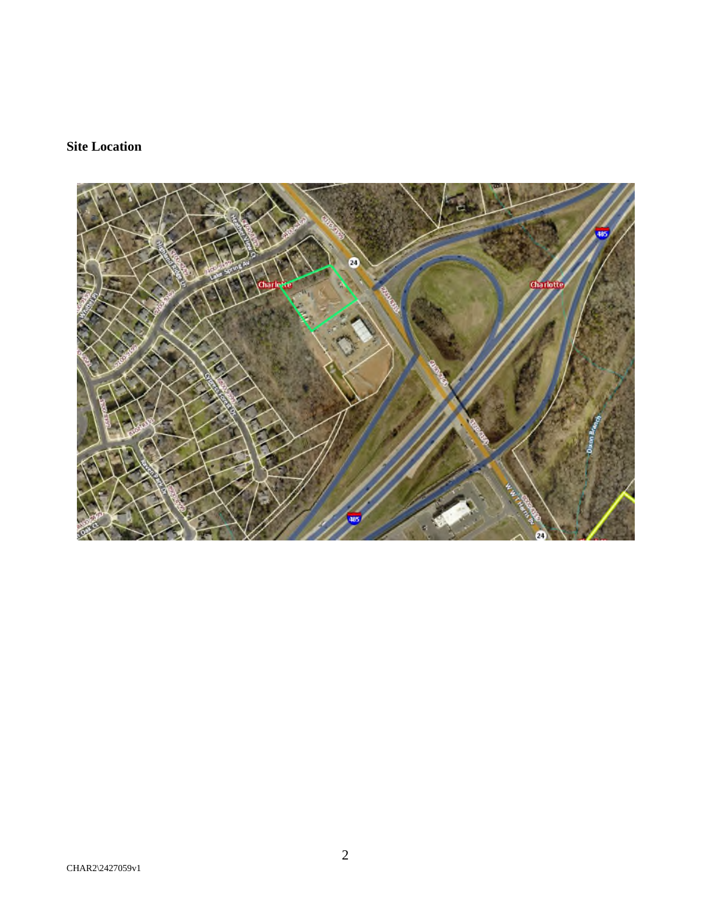## Site Location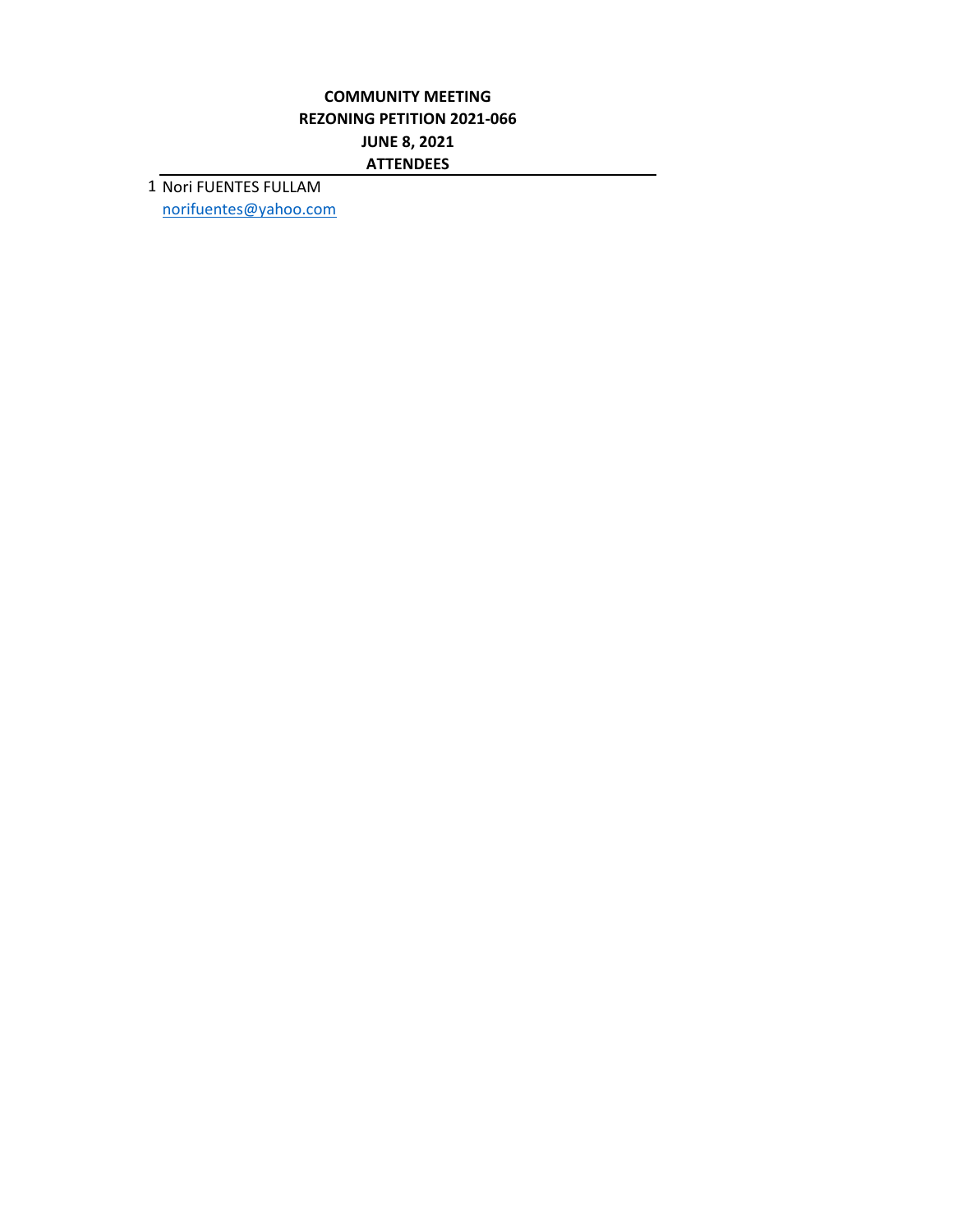**COMMUNITY MEETING**
**REZONING PETITION 2021-066**
**JUNE 8, 2021**
**ATTENDEES**

1. Nori FUENTES FULLAM
   norifuentes@yahoo.com